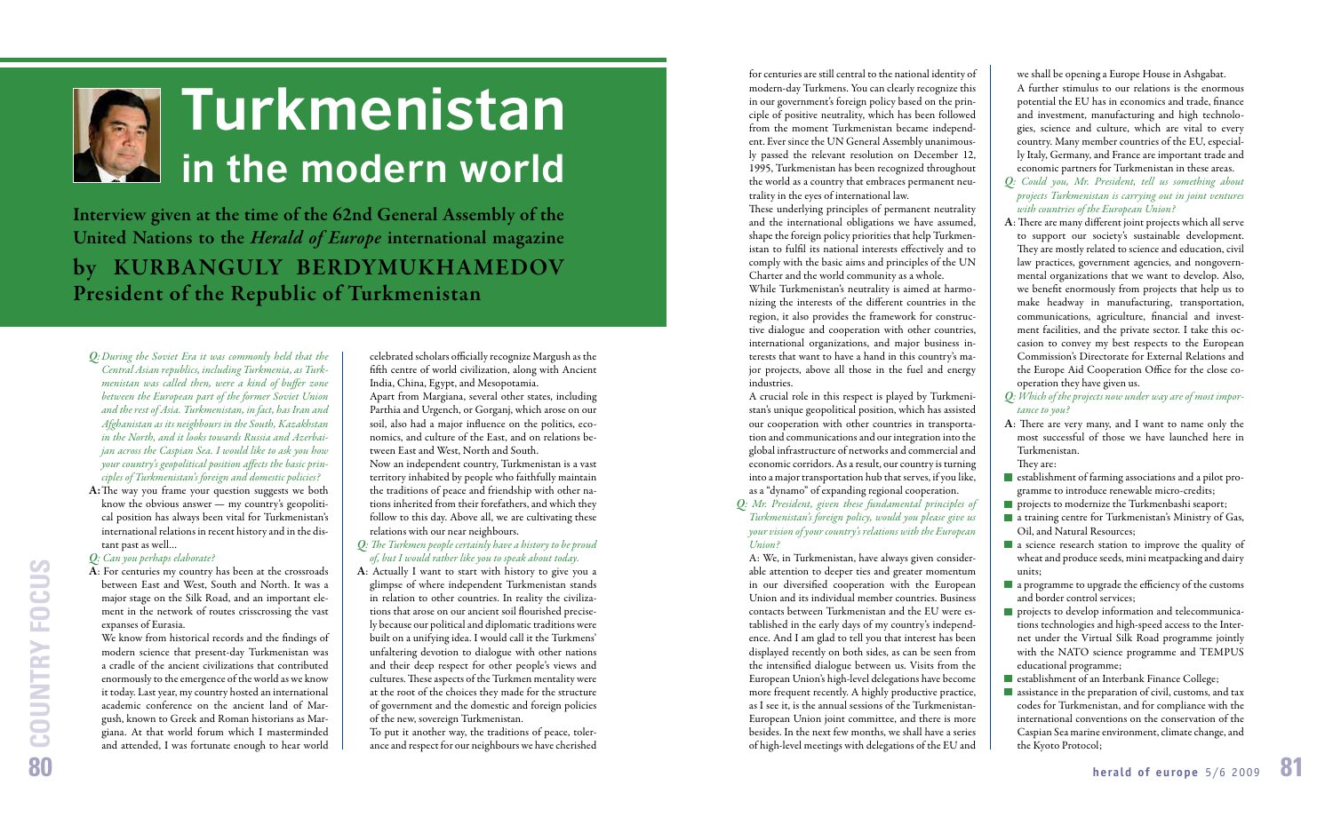# Turkmenistan in the modern world

**Interview given at the time of the 62nd General Assembly of the United Nations to the *Herald of Europe* international magazine**

**by KURBANGULY BERDYMUKHAMEDOV**
**President of the Republic of Turkmenistan**

*Q: During the Soviet Era it was commonly held that the Central Asian republics, including Turkmenia, as Turkmenistan was called then, were a kind of buffer zone between the European part of the former Soviet Union and the rest of Asia. Turkmenistan, in fact, has Iran and Afghanistan as its neighbours in the South, Kazakhstan in the North, and it looks towards Russia and Azerbaijan across the Caspian Sea. I would like to ask you how your country's geopolitical position affects the basic principles of Turkmenistan's foreign and domestic policies?*

**A:** The way you frame your question suggests we both know the obvious answer — my country's geopolitical position has always been vital for Turkmenistan's international relations in recent history and in the distant past as well...

*Q: Can you perhaps elaborate?*

**A:** For centuries my country has been at the crossroads between East and West, South and North. It was a major stage on the Silk Road, and an important element in the network of routes crisscrossing the vast expanses of Eurasia.

We know from historical records and the findings of modern science that present-day Turkmenistan was a cradle of the ancient civilizations that contributed enormously to the emergence of the world as we know it today. Last year, my country hosted an international academic conference on the ancient land of Margush, known to Greek and Roman historians as Margiana. At that world forum which I masterminded and attended, I was fortunate enough to hear world celebrated scholars officially recognize Margush as the fifth centre of world civilization, along with Ancient India, China, Egypt, and Mesopotamia.

Apart from Margiana, several other states, including Parthia and Urgench, or Gorganj, which arose on our soil, also had a major influence on the politics, economics, and culture of the East, and on relations between East and West, North and South.

Now an independent country, Turkmenistan is a vast territory inhabited by people who faithfully maintain the traditions of peace and friendship with other nations inherited from their forefathers, and which they follow to this day. Above all, we are cultivating these relations with our near neighbours.

*Q: The Turkmen people certainly have a history to be proud of, but I would rather like you to speak about today.*

**A:** Actually I want to start with history to give you a glimpse of where independent Turkmenistan stands in relation to other countries. In reality the civilizations that arose on our ancient soil flourished precisely because our political and diplomatic traditions were built on a unifying idea. I would call it the Turkmens' unfaltering devotion to dialogue with other nations and their deep respect for other people's views and cultures. These aspects of the Turkmen mentality were at the root of the choices they made for the structure of government and the domestic and foreign policies of the new, sovereign Turkmenistan.

To put it another way, the traditions of peace, tolerance and respect for our neighbours we have cherished for centuries are still central to the national identity of modern-day Turkmens. You can clearly recognize this in our government's foreign policy based on the principle of positive neutrality, which has been followed from the moment Turkmenistan became independent. Ever since the UN General Assembly unanimously passed the relevant resolution on December 12, 1995, Turkmenistan has been recognized throughout the world as a country that embraces permanent neutrality in the eyes of international law.

These underlying principles of permanent neutrality and the international obligations we have assumed, shape the foreign policy priorities that help Turkmenistan to fulfil its national interests effectively and to comply with the basic aims and principles of the UN Charter and the world community as a whole.

While Turkmenistan's neutrality is aimed at harmonizing the interests of the different countries in the region, it also provides the framework for constructive dialogue and cooperation with other countries, international organizations, and major business interests that want to have a hand in this country's major projects, above all those in the fuel and energy industries.

A crucial role in this respect is played by Turkmenistan's unique geopolitical position, which has assisted our cooperation with other countries in transportation and communications and our integration into the global infrastructure of networks and commercial and economic corridors. As a result, our country is turning into a major transportation hub that serves, if you like, as a "dynamo" of expanding regional cooperation.

*Q: Mr. President, given these fundamental principles of Turkmenistan's foreign policy, would you please give us your vision of your country's relations with the European Union?*

**A:** We, in Turkmenistan, have always given considerable attention to deeper ties and greater momentum in our diversified cooperation with the European Union and its individual member countries. Business contacts between Turkmenistan and the EU were established in the early days of my country's independence. And I am glad to tell you that interest has been displayed recently on both sides, as can be seen from the intensified dialogue between us. Visits from the European Union's high-level delegations have become more frequent recently. A highly productive practice, as I see it, is the annual sessions of the Turkmenistan-European Union joint committee, and there is more besides. In the next few months, we shall have a series of high-level meetings with delegations of the EU and we shall be opening a Europe House in Ashgabat.

A further stimulus to our relations is the enormous potential the EU has in economics and trade, finance and investment, manufacturing and high technologies, science and culture, which are vital to every country. Many member countries of the EU, especially Italy, Germany, and France are important trade and economic partners for Turkmenistan in these areas.

*Q: Could you, Mr. President, tell us something about projects Turkmenistan is carrying out in joint ventures with countries of the European Union?*

**A:** There are many different joint projects which all serve to support our society's sustainable development. They are mostly related to science and education, civil law practices, government agencies, and nongovernmental organizations that we want to develop. Also, we benefit enormously from projects that help us to make headway in manufacturing, transportation, communications, agriculture, financial and investment facilities, and the private sector. I take this occasion to convey my best respects to the European Commission's Directorate for External Relations and the Europe Aid Cooperation Office for the close cooperation they have given us.

*Q: Which of the projects now under way are of most importance to you?*

**A:** There are very many, and I want to name only the most successful of those we have launched here in Turkmenistan.

They are:

- establishment of farming associations and a pilot programme to introduce renewable micro-credits;
- projects to modernize the Turkmenbashi seaport;
- a training centre for Turkmenistan's Ministry of Gas, Oil, and Natural Resources;
- a science research station to improve the quality of wheat and produce seeds, mini meatpacking and dairy units;
- a programme to upgrade the efficiency of the customs and border control services;
- projects to develop information and telecommunications technologies and high-speed access to the Internet under the Virtual Silk Road programme jointly with the NATO science programme and TEMPUS educational programme;
- establishment of an Interbank Finance College;
- assistance in the preparation of civil, customs, and tax codes for Turkmenistan, and for compliance with the international conventions on the conservation of the Caspian Sea marine environment, climate change, and the Kyoto Protocol;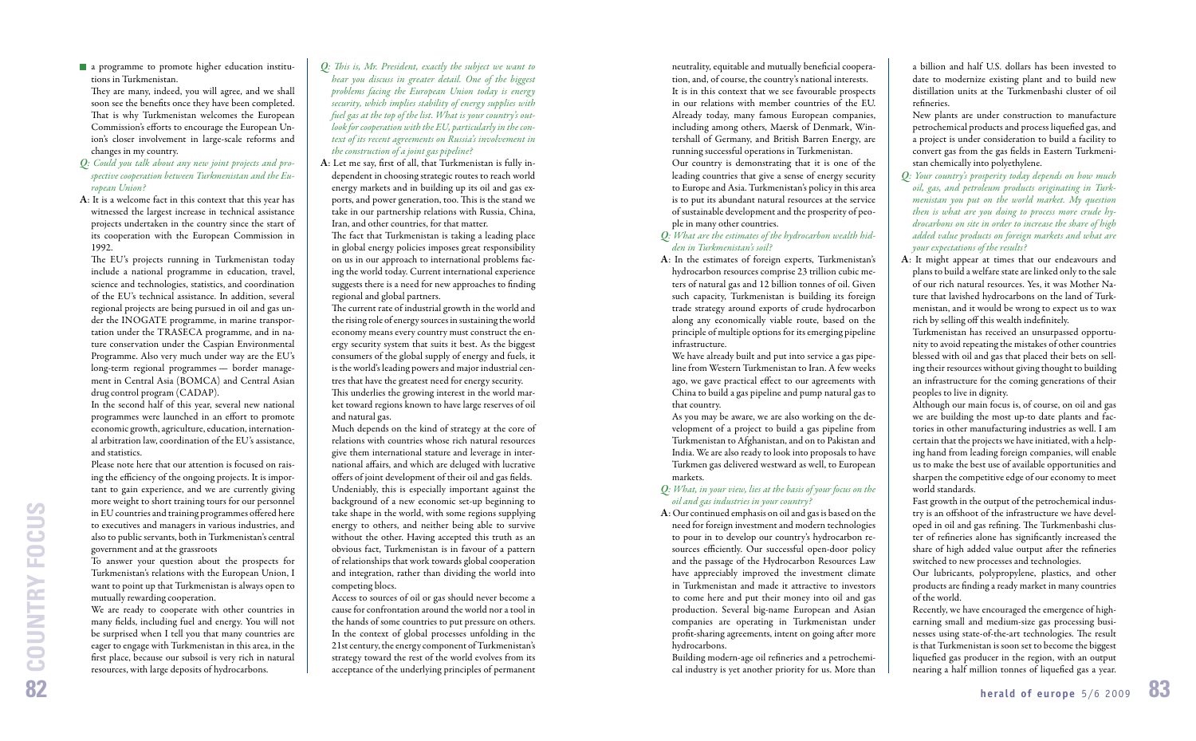- a programme to promote higher education institutions in Turkmenistan.

They are many, indeed, you will agree, and we shall soon see the benefits once they have been completed. That is why Turkmenistan welcomes the European Commission's efforts to encourage the European Union's closer involvement in large-scale reforms and changes in my country.

*Q: Could you talk about any new joint projects and prospective cooperation between Turkmenistan and the European Union?*

**A:** It is a welcome fact in this context that this year has witnessed the largest increase in technical assistance projects undertaken in the country since the start of its cooperation with the European Commission in 1992.

The EU's projects running in Turkmenistan today include a national programme in education, travel, science and technologies, statistics, and coordination of the EU's technical assistance. In addition, several regional projects are being pursued in oil and gas under the INOGATE programme, in marine transportation under the TRASECA programme, and in nature conservation under the Caspian Environmental Programme. Also very much under way are the EU's long-term regional programmes — border management in Central Asia (BOMCA) and Central Asian drug control program (CADAP).

In the second half of this year, several new national programmes were launched in an effort to promote economic growth, agriculture, education, international arbitration law, coordination of the EU's assistance, and statistics.

Please note here that our attention is focused on raising the efficiency of the ongoing projects. It is important to gain experience, and we are currently giving more weight to short training tours for our personnel in EU countries and training programmes offered here to executives and managers in various industries, and also to public servants, both in Turkmenistan's central government and at the grassroots

To answer your question about the prospects for Turkmenistan's relations with the European Union, I want to point up that Turkmenistan is always open to mutually rewarding cooperation.

We are ready to cooperate with other countries in many fields, including fuel and energy. You will not be surprised when I tell you that many countries are eager to engage with Turkmenistan in this area, in the first place, because our subsoil is very rich in natural resources, with large deposits of hydrocarbons.

*Q: This is, Mr. President, exactly the subject we want to hear you discuss in greater detail. One of the biggest problems facing the European Union today is energy security, which implies stability of energy supplies with fuel gas at the top of the list. What is your country's outlook for cooperation with the EU, particularly in the context of its recent agreements on Russia's involvement in the construction of a joint gas pipeline?*

**A:** Let me say, first of all, that Turkmenistan is fully independent in choosing strategic routes to reach world energy markets and in building up its oil and gas exports, and power generation, too. This is the stand we take in our partnership relations with Russia, China, Iran, and other countries, for that matter.

The fact that Turkmenistan is taking a leading place in global energy policies imposes great responsibility on us in our approach to international problems facing the world today. Current international experience suggests there is a need for new approaches to finding regional and global partners.

The current rate of industrial growth in the world and the rising role of energy sources in sustaining the world economy means every country must construct the energy security system that suits it best. As the biggest consumers of the global supply of energy and fuels, it is the world's leading powers and major industrial centres that have the greatest need for energy security.

This underlies the growing interest in the world market toward regions known to have large reserves of oil and natural gas.

Much depends on the kind of strategy at the core of relations with countries whose rich natural resources give them international stature and leverage in international affairs, and which are deluged with lucrative offers of joint development of their oil and gas fields.

Undeniably, this is especially important against the background of a new economic set-up beginning to take shape in the world, with some regions supplying energy to others, and neither being able to survive without the other. Having accepted this truth as an obvious fact, Turkmenistan is in favour of a pattern of relationships that work towards global cooperation and integration, rather than dividing the world into competing blocs.

Access to sources of oil or gas should never become a cause for confrontation around the world nor a tool in the hands of some countries to put pressure on others. In the context of global processes unfolding in the 21st century, the energy component of Turkmenistan's strategy toward the rest of the world evolves from its acceptance of the underlying principles of permanent neutrality, equitable and mutually beneficial cooperation, and, of course, the country's national interests.

It is in this context that we see favourable prospects in our relations with member countries of the EU. Already today, many famous European companies, including among others, Maersk of Denmark, Wintershall of Germany, and British Barren Energy, are running successful operations in Turkmenistan.

Our country is demonstrating that it is one of the leading countries that give a sense of energy security to Europe and Asia. Turkmenistan's policy in this area is to put its abundant natural resources at the service of sustainable development and the prosperity of people in many other countries.

*Q: What are the estimates of the hydrocarbon wealth hidden in Turkmenistan's soil?*

**A:** In the estimates of foreign experts, Turkmenistan's hydrocarbon resources comprise 23 trillion cubic meters of natural gas and 12 billion tonnes of oil. Given such capacity, Turkmenistan is building its foreign trade strategy around exports of crude hydrocarbon along any economically viable route, based on the principle of multiple options for its emerging pipeline infrastructure.

We have already built and put into service a gas pipeline from Western Turkmenistan to Iran. A few weeks ago, we gave practical effect to our agreements with China to build a gas pipeline and pump natural gas to that country.

As you may be aware, we are also working on the development of a project to build a gas pipeline from Turkmenistan to Afghanistan, and on to Pakistan and India. We are also ready to look into proposals to have Turkmen gas delivered westward as well, to European markets.

*Q: What, in your view, lies at the basis of your focus on the oil and gas industries in your country?*

**A:** Our continued emphasis on oil and gas is based on the need for foreign investment and modern technologies to pour in to develop our country's hydrocarbon resources efficiently. Our successful open-door policy and the passage of the Hydrocarbon Resources Law have appreciably improved the investment climate in Turkmenistan and made it attractive to investors to come here and put their money into oil and gas production. Several big-name European and Asian companies are operating in Turkmenistan under profit-sharing agreements, intent on going after more hydrocarbons.

Building modern-age oil refineries and a petrochemical industry is yet another priority for us. More than a billion and half U.S. dollars has been invested to date to modernize existing plant and to build new distillation units at the Turkmenbashi cluster of oil refineries.

New plants are under construction to manufacture petrochemical products and process liquefied gas, and a project is under consideration to build a facility to convert gas from the gas fields in Eastern Turkmenistan chemically into polyethylene.

*Q: Your country's prosperity today depends on how much oil, gas, and petroleum products originating in Turkmenistan you put on the world market. My question then is what are you doing to process more crude hydrocarbons on site in order to increase the share of high added value products on foreign markets and what are your expectations of the results?*

**A:** It might appear at times that our endeavours and plans to build a welfare state are linked only to the sale of our rich natural resources. Yes, it was Mother Nature that lavished hydrocarbons on the land of Turkmenistan, and it would be wrong to expect us to wax rich by selling off this wealth indefinitely.

Turkmenistan has received an unsurpassed opportunity to avoid repeating the mistakes of other countries blessed with oil and gas that placed their bets on selling their resources without giving thought to building an infrastructure for the coming generations of their peoples to live in dignity.

Although our main focus is, of course, on oil and gas we are building the most up-to date plants and factories in other manufacturing industries as well. I am certain that the projects we have initiated, with a helping hand from leading foreign companies, will enable us to make the best use of available opportunities and sharpen the competitive edge of our economy to meet world standards.

Fast growth in the output of the petrochemical industry is an offshoot of the infrastructure we have developed in oil and gas refining. The Turkmenbashi cluster of refineries alone has significantly increased the share of high added value output after the refineries switched to new processes and technologies.

Our lubricants, polypropylene, plastics, and other products are finding a ready market in many countries of the world.

Recently, we have encouraged the emergence of high-earning small and medium-size gas processing businesses using state-of-the-art technologies. The result is that Turkmenistan is soon set to become the biggest liquefied gas producer in the region, with an output nearing a half million tonnes of liquefied gas a year.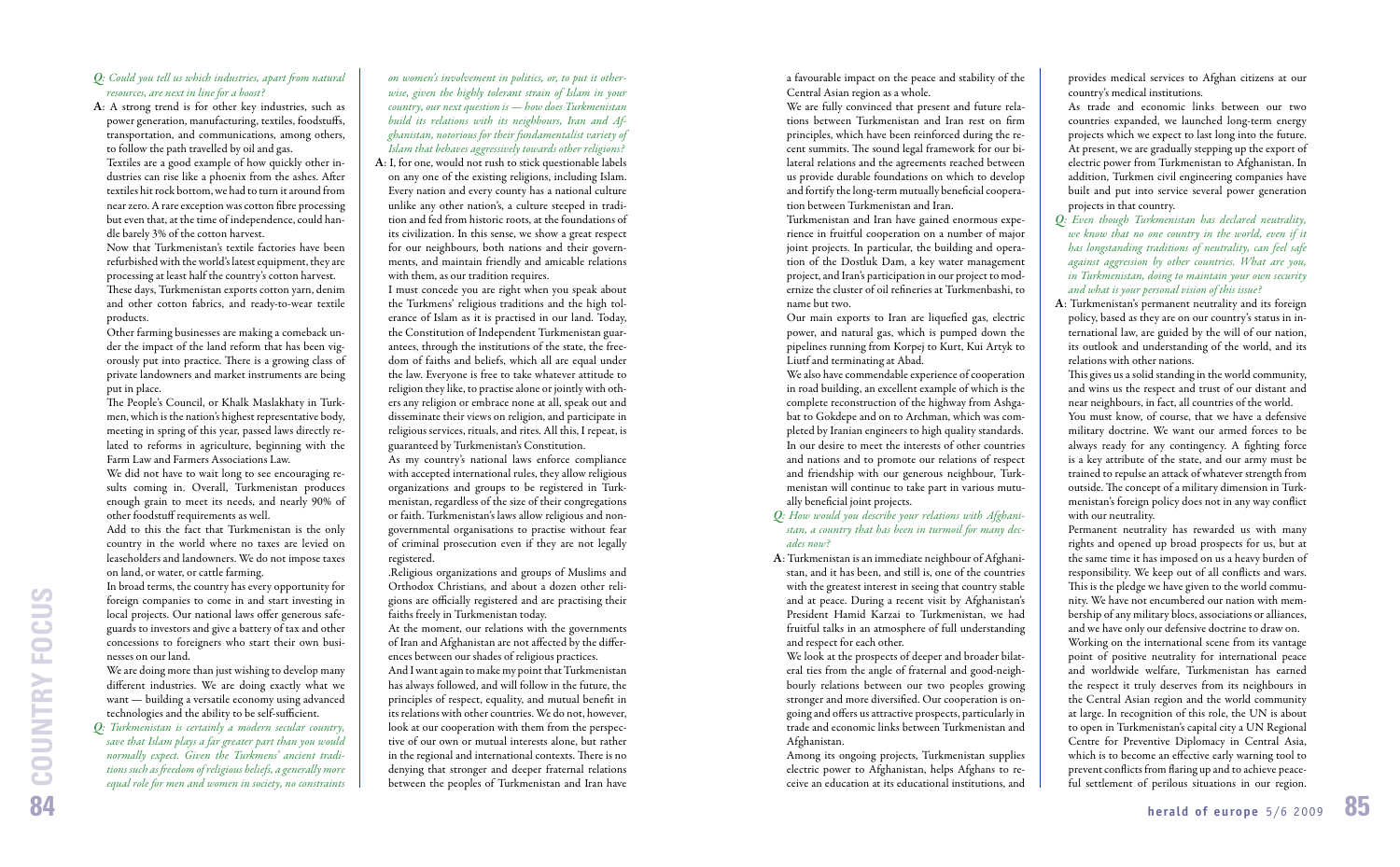*Q: Could you tell us which industries, apart from natural resources, are next in line for a boost?*

**A**: A strong trend is for other key industries, such as power generation, manufacturing, textiles, foodstuffs, transportation, and communications, among others, to follow the path travelled by oil and gas.

Textiles are a good example of how quickly other industries can rise like a phoenix from the ashes. After textiles hit rock bottom, we had to turn it around from near zero. A rare exception was cotton fibre processing but even that, at the time of independence, could handle barely 3% of the cotton harvest.

Now that Turkmenistan's textile factories have been refurbished with the world's latest equipment, they are processing at least half the country's cotton harvest.

These days, Turkmenistan exports cotton yarn, denim and other cotton fabrics, and ready-to-wear textile products.

Other farming businesses are making a comeback under the impact of the land reform that has been vigorously put into practice. There is a growing class of private landowners and market instruments are being put in place.

The People's Council, or Khalk Maslakhaty in Turkmen, which is the nation's highest representative body, meeting in spring of this year, passed laws directly related to reforms in agriculture, beginning with the Farm Law and Farmers Associations Law.

We did not have to wait long to see encouraging results coming in. Overall, Turkmenistan produces enough grain to meet its needs, and nearly 90% of other foodstuff requirements as well.

Add to this the fact that Turkmenistan is the only country in the world where no taxes are levied on leaseholders and landowners. We do not impose taxes on land, or water, or cattle farming.

In broad terms, the country has every opportunity for foreign companies to come in and start investing in local projects. Our national laws offer generous safeguards to investors and give a battery of tax and other concessions to foreigners who start their own businesses on our land.

We are doing more than just wishing to develop many different industries. We are doing exactly what we want — building a versatile economy using advanced technologies and the ability to be self-sufficient.

*Q: Turkmenistan is certainly a modern secular country, save that Islam plays a far greater part than you would normally expect. Given the Turkmens' ancient traditions such as freedom of religious beliefs, a generally more equal role for men and women in society, no constraints on women's involvement in politics, or, to put it otherwise, given the highly tolerant strain of Islam in your country, our next question is — how does Turkmenistan build its relations with its neighbours, Iran and Afghanistan, notorious for their fundamentalist variety of Islam that behaves aggressively towards other religions?*

**A**: I, for one, would not rush to stick questionable labels on any one of the existing religions, including Islam. Every nation and every county has a national culture unlike any other nation's, a culture steeped in tradition and fed from historic roots, at the foundations of its civilization. In this sense, we show a great respect for our neighbours, both nations and their governments, and maintain friendly and amicable relations with them, as our tradition requires.

I must concede you are right when you speak about the Turkmens' religious traditions and the high tolerance of Islam as it is practised in our land. Today, the Constitution of Independent Turkmenistan guarantees, through the institutions of the state, the freedom of faiths and beliefs, which all are equal under the law. Everyone is free to take whatever attitude to religion they like, to practise alone or jointly with others any religion or embrace none at all, speak out and disseminate their views on religion, and participate in religious services, rituals, and rites. All this, I repeat, is guaranteed by Turkmenistan's Constitution.

As my country's national laws enforce compliance with accepted international rules, they allow religious organizations and groups to be registered in Turkmenistan, regardless of the size of their congregations or faith. Turkmenistan's laws allow religious and nongovernmental organisations to practise without fear of criminal prosecution even if they are not legally registered.

.Religious organizations and groups of Muslims and Orthodox Christians, and about a dozen other religions are officially registered and are practising their faiths freely in Turkmenistan today.

At the moment, our relations with the governments of Iran and Afghanistan are not affected by the differences between our shades of religious practices.

And I want again to make my point that Turkmenistan has always followed, and will follow in the future, the principles of respect, equality, and mutual benefit in its relations with other countries. We do not, however, look at our cooperation with them from the perspective of our own or mutual interests alone, but rather in the regional and international contexts. There is no denying that stronger and deeper fraternal relations between the peoples of Turkmenistan and Iran have a favourable impact on the peace and stability of the Central Asian region as a whole.

We are fully convinced that present and future relations between Turkmenistan and Iran rest on firm principles, which have been reinforced during the recent summits. The sound legal framework for our bilateral relations and the agreements reached between us provide durable foundations on which to develop and fortify the long-term mutually beneficial cooperation between Turkmenistan and Iran.

Turkmenistan and Iran have gained enormous experience in fruitful cooperation on a number of major joint projects. In particular, the building and operation of the Dostluk Dam, a key water management project, and Iran's participation in our project to modernize the cluster of oil refineries at Turkmenbashi, to name but two.

Our main exports to Iran are liquefied gas, electric power, and natural gas, which is pumped down the pipelines running from Korpej to Kurt, Kui Artyk to Liutf and terminating at Abad.

We also have commendable experience of cooperation in road building, an excellent example of which is the complete reconstruction of the highway from Ashgabat to Gokdepe and on to Archman, which was completed by Iranian engineers to high quality standards.

In our desire to meet the interests of other countries and nations and to promote our relations of respect and friendship with our generous neighbour, Turkmenistan will continue to take part in various mutually beneficial joint projects.

*Q: How would you describe your relations with Afghanistan, a country that has been in turmoil for many decades now?*

**A**: Turkmenistan is an immediate neighbour of Afghanistan, and it has been, and still is, one of the countries with the greatest interest in seeing that country stable and at peace. During a recent visit by Afghanistan's President Hamid Karzai to Turkmenistan, we had fruitful talks in an atmosphere of full understanding and respect for each other.

We look at the prospects of deeper and broader bilateral ties from the angle of fraternal and good-neighbourly relations between our two peoples growing stronger and more diversified. Our cooperation is ongoing and offers us attractive prospects, particularly in trade and economic links between Turkmenistan and Afghanistan.

Among its ongoing projects, Turkmenistan supplies electric power to Afghanistan, helps Afghans to receive an education at its educational institutions, and provides medical services to Afghan citizens at our country's medical institutions.

As trade and economic links between our two countries expanded, we launched long-term energy projects which we expect to last long into the future. At present, we are gradually stepping up the export of electric power from Turkmenistan to Afghanistan. In addition, Turkmen civil engineering companies have built and put into service several power generation projects in that country.

*Q: Even though Turkmenistan has declared neutrality, we know that no one country in the world, even if it has longstanding traditions of neutrality, can feel safe against aggression by other countries. What are you, in Turkmenistan, doing to maintain your own security and what is your personal vision of this issue?*

**A**: Turkmenistan's permanent neutrality and its foreign policy, based as they are on our country's status in international law, are guided by the will of our nation, its outlook and understanding of the world, and its relations with other nations.

This gives us a solid standing in the world community, and wins us the respect and trust of our distant and near neighbours, in fact, all countries of the world.

You must know, of course, that we have a defensive military doctrine. We want our armed forces to be always ready for any contingency. A fighting force is a key attribute of the state, and our army must be trained to repulse an attack of whatever strength from outside. The concept of a military dimension in Turkmenistan's foreign policy does not in any way conflict with our neutrality.

Permanent neutrality has rewarded us with many rights and opened up broad prospects for us, but at the same time it has imposed on us a heavy burden of responsibility. We keep out of all conflicts and wars. This is the pledge we have given to the world community. We have not encumbered our nation with membership of any military blocs, associations or alliances, and we have only our defensive doctrine to draw on.

Working on the international scene from its vantage point of positive neutrality for international peace and worldwide welfare, Turkmenistan has earned the respect it truly deserves from its neighbours in the Central Asian region and the world community at large. In recognition of this role, the UN is about to open in Turkmenistan's capital city a UN Regional Centre for Preventive Diplomacy in Central Asia, which is to become an effective early warning tool to prevent conflicts from flaring up and to achieve peaceful settlement of perilous situations in our region.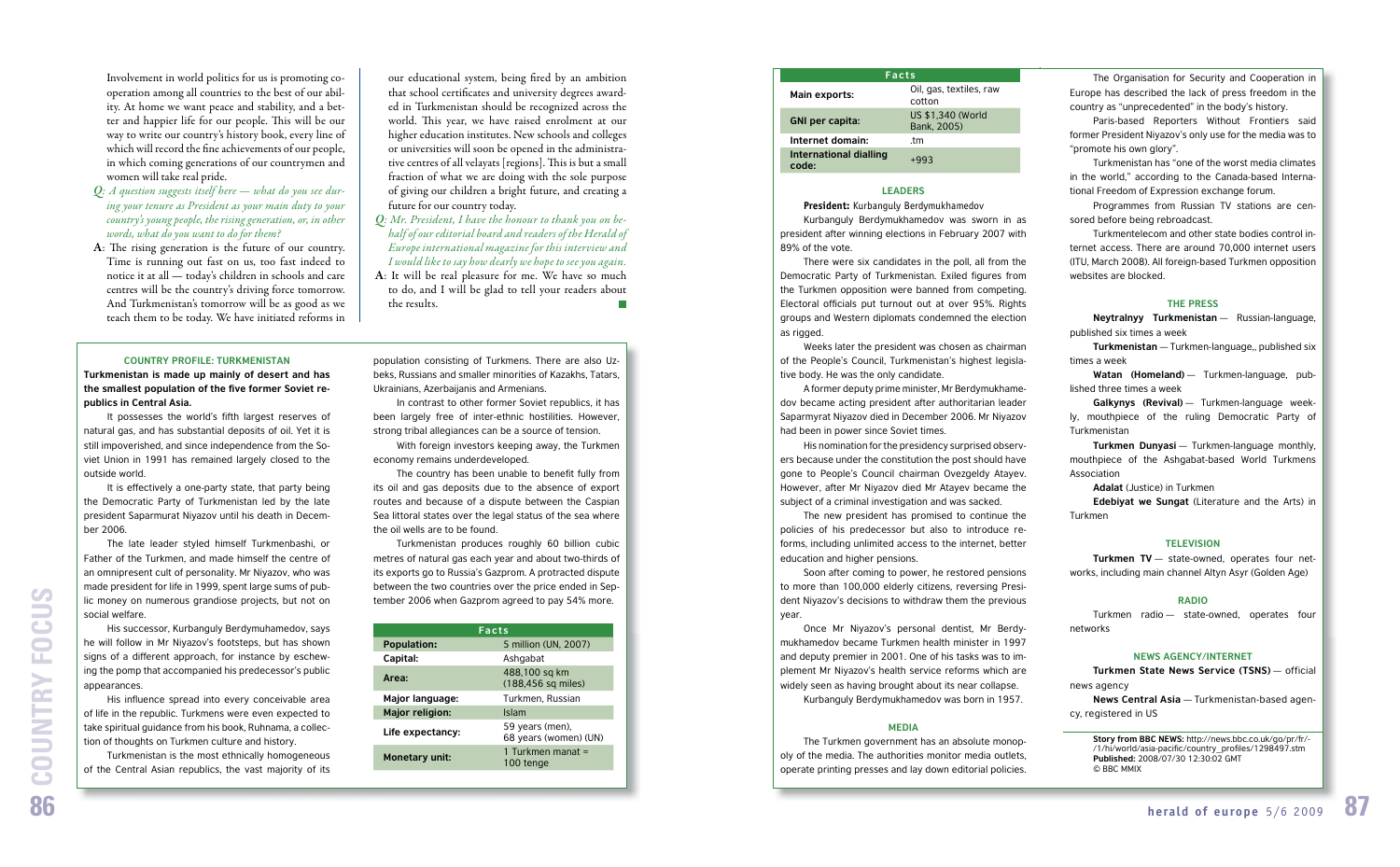Involvement in world politics for us is promoting cooperation among all countries to the best of our ability. At home we want peace and stability, and a better and happier life for our people. This will be our way to write our country's history book, every line of which will record the fine achievements of our people, in which coming generations of our countrymen and women will take real pride.

*Q: A question suggests itself here — what do you see during your tenure as President as your main duty to your country's young people, the rising generation, or, in other words, what do you want to do for them?*

A: The rising generation is the future of our country. Time is running out fast on us, too fast indeed to notice it at all — today's children in schools and care centres will be the country's driving force tomorrow. And Turkmenistan's tomorrow will be as good as we teach them to be today. We have initiated reforms in our educational system, being fired by an ambition that school certificates and university degrees awarded in Turkmenistan should be recognized across the world. This year, we have raised enrolment at our higher education institutes. New schools and colleges or universities will soon be opened in the administrative centres of all velayats [regions]. This is but a small fraction of what we are doing with the sole purpose of giving our children a bright future, and creating a future for our country today.

*Q: Mr. President, I have the honour to thank you on behalf of our editorial board and readers of the Herald of Europe international magazine for this interview and I would like to say how dearly we hope to see you again.*

A: It will be real pleasure for me. We have so much to do, and I will be glad to tell your readers about the results.

## COUNTRY PROFILE: TURKMENISTAN

**Turkmenistan is made up mainly of desert and has the smallest population of the five former Soviet republics in Central Asia.**

It possesses the world's fifth largest reserves of natural gas, and has substantial deposits of oil. Yet it is still impoverished, and since independence from the Soviet Union in 1991 has remained largely closed to the outside world.

It is effectively a one-party state, that party being the Democratic Party of Turkmenistan led by the late president Saparmurat Niyazov until his death in December 2006.

The late leader styled himself Turkmenbashi, or Father of the Turkmen, and made himself the centre of an omnipresent cult of personality. Mr Niyazov, who was made president for life in 1999, spent large sums of public money on numerous grandiose projects, but not on social welfare.

His successor, Kurbanguly Berdymuhamedov, says he will follow in Mr Niyazov's footsteps, but has shown signs of a different approach, for instance by eschewing the pomp that accompanied his predecessor's public appearances.

His influence spread into every conceivable area of life in the republic. Turkmens were even expected to take spiritual guidance from his book, Ruhnama, a collection of thoughts on Turkmen culture and history.

Turkmenistan is the most ethnically homogeneous of the Central Asian republics, the vast majority of its population consisting of Turkmens. There are also Uzbeks, Russians and smaller minorities of Kazakhs, Tatars, Ukrainians, Azerbaijanis and Armenians.

In contrast to other former Soviet republics, it has been largely free of inter-ethnic hostilities. However, strong tribal allegiances can be a source of tension.

With foreign investors keeping away, the Turkmen economy remains underdeveloped.

The country has been unable to benefit fully from its oil and gas deposits due to the absence of export routes and because of a dispute between the Caspian Sea littoral states over the legal status of the sea where the oil wells are to be found.

Turkmenistan produces roughly 60 billion cubic metres of natural gas each year and about two-thirds of its exports go to Russia's Gazprom. A protracted dispute between the two countries over the price ended in September 2006 when Gazprom agreed to pay 54% more.

| Facts | |
|---|---|
| **Population:** | 5 million (UN, 2007) |
| **Capital:** | Ashgabat |
| **Area:** | 488,100 sq km (188,456 sq miles) |
| **Major language:** | Turkmen, Russian |
| **Major religion:** | Islam |
| **Life expectancy:** | 59 years (men), 68 years (women) (UN) |
| **Monetary unit:** | 1 Turkmen manat = 100 tenge |
| **Main exports:** | Oil, gas, textiles, raw cotton |
| **GNI per capita:** | US $1,340 (World Bank, 2005) |
| **Internet domain:** | .tm |
| **International dialling code:** | +993 |

### LEADERS

**President:** Kurbanguly Berdymukhamedov

Kurbanguly Berdymukhamedov was sworn in as president after winning elections in February 2007 with 89% of the vote.

There were six candidates in the poll, all from the Democratic Party of Turkmenistan. Exiled figures from the Turkmen opposition were banned from competing. Electoral officials put turnout out at over 95%. Rights groups and Western diplomats condemned the election as rigged.

Weeks later the president was chosen as chairman of the People's Council, Turkmenistan's highest legislative body. He was the only candidate.

A former deputy prime minister, Mr Berdymukhamedov became acting president after authoritarian leader Saparmyrat Niyazov died in December 2006. Mr Niyazov had been in power since Soviet times.

His nomination for the presidency surprised observers because under the constitution the post should have gone to People's Council chairman Ovezgeldy Atayev. However, after Mr Niyazov died Mr Atayev became the subject of a criminal investigation and was sacked.

The new president has promised to continue the policies of his predecessor but also to introduce reforms, including unlimited access to the internet, better education and higher pensions.

Soon after coming to power, he restored pensions to more than 100,000 elderly citizens, reversing President Niyazov's decisions to withdraw them the previous year.

Once Mr Niyazov's personal dentist, Mr Berdymukhamedov became Turkmen health minister in 1997 and deputy premier in 2001. One of his tasks was to implement Mr Niyazov's health service reforms which are widely seen as having brought about its near collapse.

Kurbanguly Berdymukhamedov was born in 1957.

### MEDIA

The Turkmen government has an absolute monopoly of the media. The authorities monitor media outlets, operate printing presses and lay down editorial policies.

The Organisation for Security and Cooperation in Europe has described the lack of press freedom in the country as "unprecedented" in the body's history.

Paris-based Reporters Without Frontiers said former President Niyazov's only use for the media was to "promote his own glory".

Turkmenistan has "one of the worst media climates in the world," according to the Canada-based International Freedom of Expression exchange forum.

Programmes from Russian TV stations are censored before being rebroadcast.

Turkmentelecom and other state bodies control internet access. There are around 70,000 internet users (ITU, March 2008). All foreign-based Turkmen opposition websites are blocked.

### THE PRESS

**Neytralnyy Turkmenistan** — Russian-language, published six times a week

**Turkmenistan** — Turkmen-language,, published six times a week

**Watan (Homeland)** — Turkmen-language, published three times a week

**Galkynys (Revival)** — Turkmen-language weekly, mouthpiece of the ruling Democratic Party of Turkmenistan

**Turkmen Dunyasi** — Turkmen-language monthly, mouthpiece of the Ashgabat-based World Turkmens Association

**Adalat** (Justice) in Turkmen

**Edebiyat we Sungat** (Literature and the Arts) in Turkmen

### TELEVISION

**Turkmen TV** — state-owned, operates four networks, including main channel Altyn Asyr (Golden Age)

### RADIO

Turkmen radio — state-owned, operates four networks

### NEWS AGENCY/INTERNET

**Turkmen State News Service (TSNS)** — official news agency

**News Central Asia** — Turkmenistan-based agency, registered in US

**Story from BBC NEWS:** http://news.bbc.co.uk/go/pr/fr/-/1/hi/world/asia-pacific/country_profiles/1298497.stm
**Published:** 2008/07/30 12:30:02 GMT
© BBC MMIX